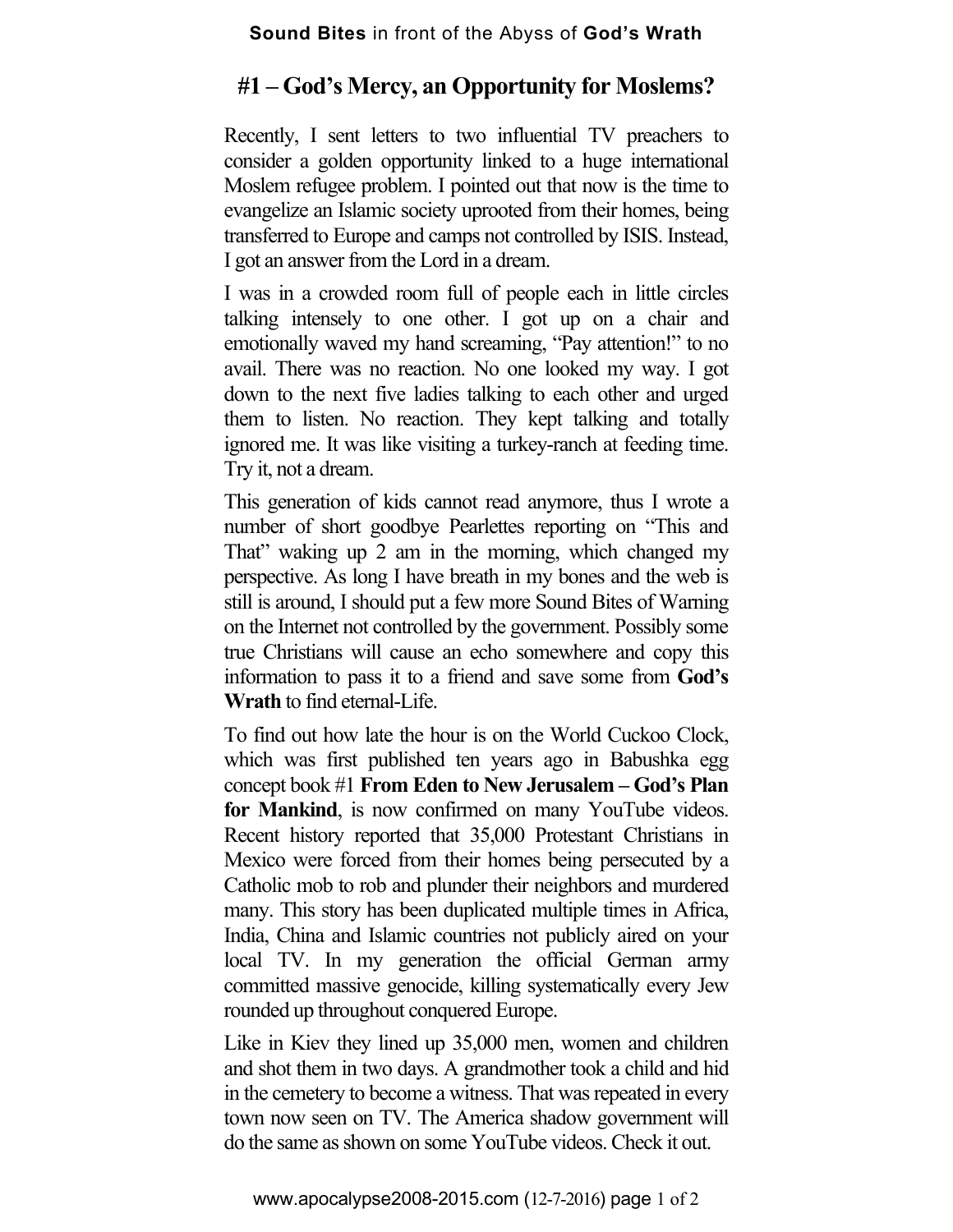**Sound Bites** in front of the Abyss of **God's Wrath**

# #1 – God's Mercy, an Opportunity for Moslems?

Recently, I sent letters to two influential TV preachers to consider a golden opportunity linked to a huge international Moslem refugee problem. I pointed out that now is the time to evangelize an Islamic society uprooted from their homes, being transferred to Europe and camps not controlled by ISIS. Instead, I got an answer from the Lord in a dream.

I was in a crowded room full of people each in little circles talking intensely to one other. I got up on a chair and emotionally waved my hand screaming, "Pay attention!" to no avail. There was no reaction. No one looked my way. I got down to the next five ladies talking to each other and urged them to listen. No reaction. They kept talking and totally ignored me. It was like visiting a turkey-ranch at feeding time. Try it, not a dream.

This generation of kids cannot read anymore, thus I wrote a number of short goodbye Pearlettes reporting on "This and That" waking up 2 am in the morning, which changed my perspective. As long I have breath in my bones and the web is still is around, I should put a few more Sound Bites of Warning on the Internet not controlled by the government. Possibly some true Christians will cause an echo somewhere and copy this information to pass it to a friend and save some from **God's Wrath** to find eternal-Life.

To find out how late the hour is on the World Cuckoo Clock, which was first published ten years ago in Babushka egg concept book #1 **From Eden to New Jerusalem – God's Plan for Mankind**, is now confirmed on many YouTube videos. Recent history reported that 35,000 Protestant Christians in Mexico were forced from their homes being persecuted by a Catholic mob to rob and plunder their neighbors and murdered many. This story has been duplicated multiple times in Africa, India, China and Islamic countries not publicly aired on your local TV. In my generation the official German army committed massive genocide, killing systematically every Jew rounded up throughout conquered Europe.

Like in Kiev they lined up 35,000 men, women and children and shot them in two days. A grandmother took a child and hid in the cemetery to become a witness. That was repeated in every town now seen on TV. The America shadow government will do the same as shown on some YouTube videos. Check it out.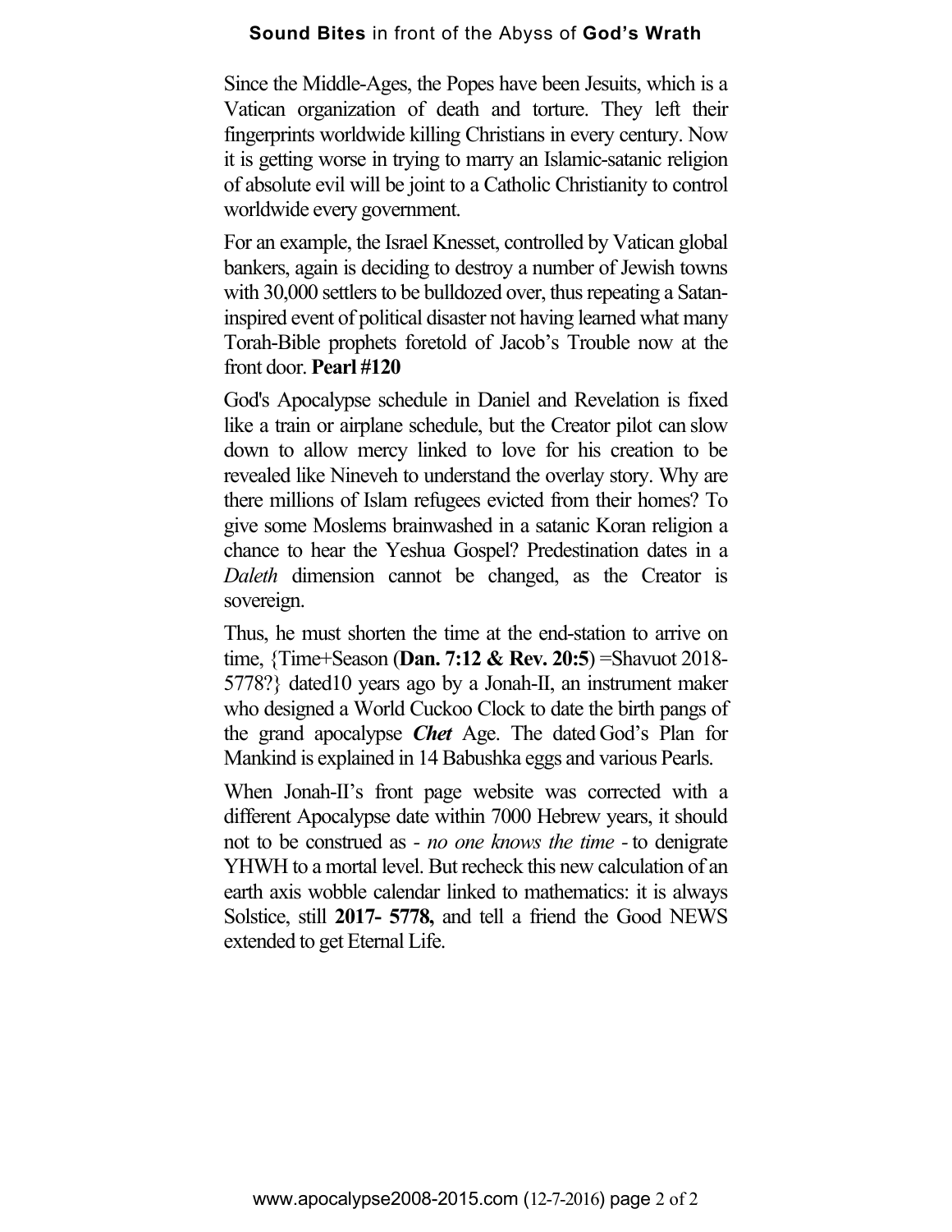Since the Middle-Ages, the Popes have been Jesuits, which is a Vatican organization of death and torture. They left their fingerprints worldwide killing Christians in every century. Now it is getting worse in trying to marry an Islamic-satanic religion of absolute evil will be joint to a Catholic Christianity to control worldwide every government.

For an example, the Israel Knesset, controlled by Vatican global bankers, again is deciding to destroy a number of Jewish towns with 30,000 settlers to be bulldozed over, thus repeating a Satan-inspired event of political disaster not having learned what many Torah-Bible prophets foretold of Jacob's Trouble now at the front door. **Pearl #120**

God's Apocalypse schedule in Daniel and Revelation is fixed like a train or airplane schedule, but the Creator pilot can slow down to allow mercy linked to love for his creation to be revealed like Nineveh to understand the overlay story. Why are there millions of Islam refugees evicted from their homes? To give some Moslems brainwashed in a satanic Koran religion a chance to hear the Yeshua Gospel? Predestination dates in a *Daleth* dimension cannot be changed, as the Creator is sovereign.

Thus, he must shorten the time at the end-station to arrive on time, {Time+Season (**Dan. 7:12 & Rev. 20:5**) =Shavuot 2018-5778?} dated10 years ago by a Jonah-II, an instrument maker who designed a World Cuckoo Clock to date the birth pangs of the grand apocalypse ***Chet*** Age. The dated God's Plan for Mankind is explained in 14 Babushka eggs and various Pearls.

When Jonah-II's front page website was corrected with a different Apocalypse date within 7000 Hebrew years, it should not to be construed as - *no one knows the time* - to denigrate YHWH to a mortal level. But recheck this new calculation of an earth axis wobble calendar linked to mathematics: it is always Solstice, still **2017- 5778,** and tell a friend the Good NEWS extended to get Eternal Life.